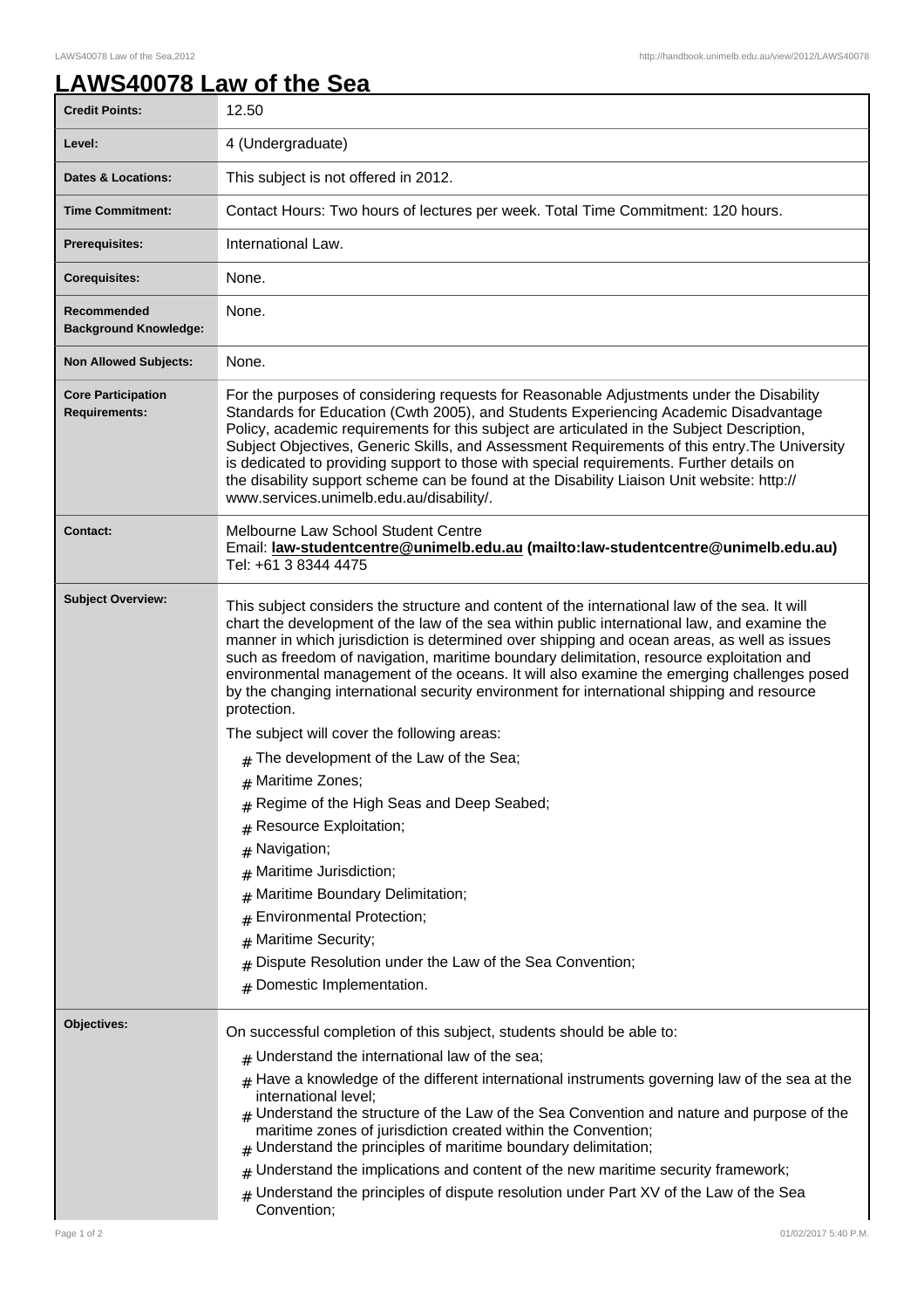# LAWS40078 Law of the Sea

| | |
|---|---|
| **Credit Points:** | 12.50 |
| **Level:** | 4 (Undergraduate) |
| **Dates & Locations:** | This subject is not offered in 2012. |
| **Time Commitment:** | Contact Hours: Two hours of lectures per week. Total Time Commitment: 120 hours. |
| **Prerequisites:** | International Law. |
| **Corequisites:** | None. |
| **Recommended Background Knowledge:** | None. |
| **Non Allowed Subjects:** | None. |
| **Core Participation Requirements:** | For the purposes of considering requests for Reasonable Adjustments under the Disability Standards for Education (Cwth 2005), and Students Experiencing Academic Disadvantage Policy, academic requirements for this subject are articulated in the Subject Description, Subject Objectives, Generic Skills, and Assessment Requirements of this entry.The University is dedicated to providing support to those with special requirements. Further details on the disability support scheme can be found at the Disability Liaison Unit website: http://www.services.unimelb.edu.au/disability/. |
| **Contact:** | Melbourne Law School Student Centre<br>Email: **law-studentcentre@unimelb.edu.au (mailto:law-studentcentre@unimelb.edu.au)**<br>Tel: +61 3 8344 4475 |
| **Subject Overview:** | This subject considers the structure and content of the international law of the sea. It will chart the development of the law of the sea within public international law, and examine the manner in which jurisdiction is determined over shipping and ocean areas, as well as issues such as freedom of navigation, maritime boundary delimitation, resource exploitation and environmental management of the oceans. It will also examine the emerging challenges posed by the changing international security environment for international shipping and resource protection.<br>The subject will cover the following areas:<br># The development of the Law of the Sea;<br># Maritime Zones;<br># Regime of the High Seas and Deep Seabed;<br># Resource Exploitation;<br># Navigation;<br># Maritime Jurisdiction;<br># Maritime Boundary Delimitation;<br># Environmental Protection;<br># Maritime Security;<br># Dispute Resolution under the Law of the Sea Convention;<br># Domestic Implementation. |
| **Objectives:** | On successful completion of this subject, students should be able to:<br># Understand the international law of the sea;<br># Have a knowledge of the different international instruments governing law of the sea at the international level;<br># Understand the structure of the Law of the Sea Convention and nature and purpose of the maritime zones of jurisdiction created within the Convention;<br># Understand the principles of maritime boundary delimitation;<br># Understand the implications and content of the new maritime security framework;<br># Understand the principles of dispute resolution under Part XV of the Law of the Sea Convention; |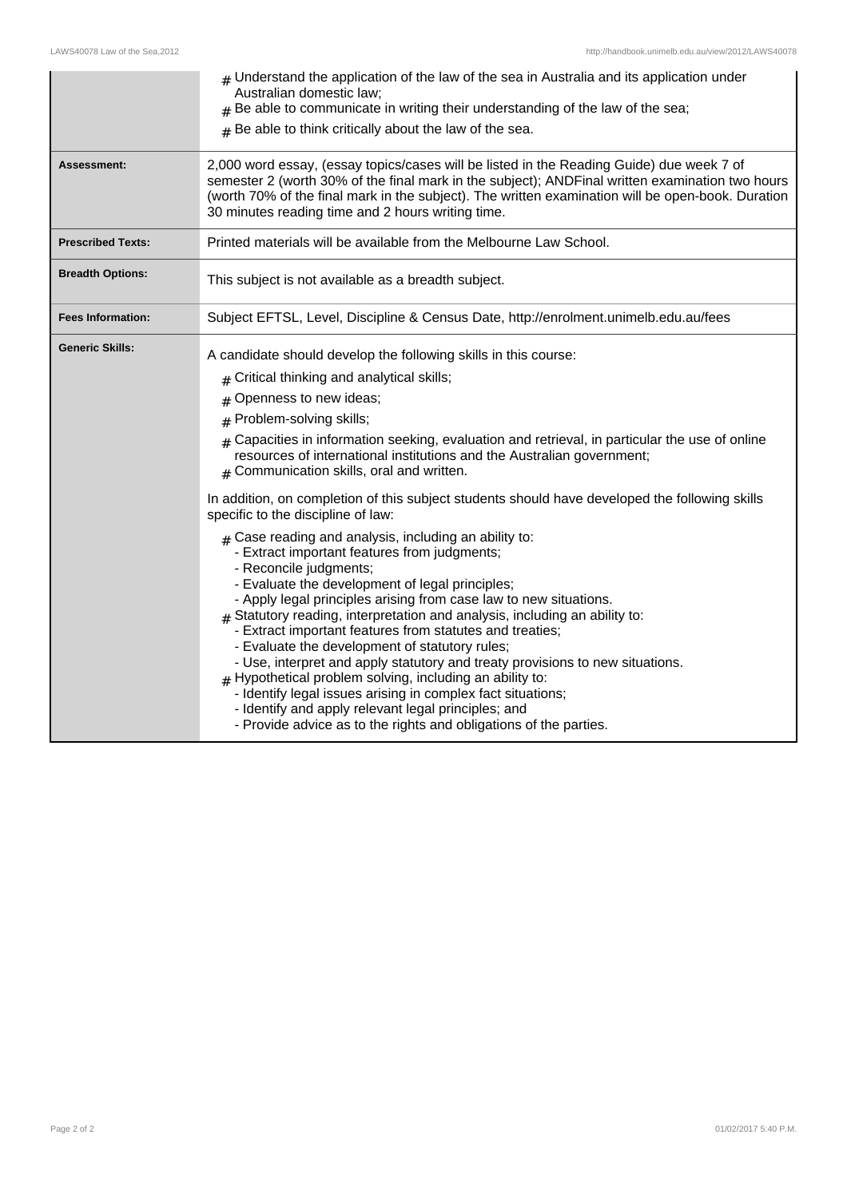| | |
|---|---|
| | # Understand the application of the law of the sea in Australia and its application under Australian domestic law;<br># Be able to communicate in writing their understanding of the law of the sea;<br># Be able to think critically about the law of the sea. |
| **Assessment:** | 2,000 word essay, (essay topics/cases will be listed in the Reading Guide) due week 7 of semester 2 (worth 30% of the final mark in the subject); ANDFinal written examination two hours (worth 70% of the final mark in the subject). The written examination will be open-book. Duration 30 minutes reading time and 2 hours writing time. |
| **Prescribed Texts:** | Printed materials will be available from the Melbourne Law School. |
| **Breadth Options:** | This subject is not available as a breadth subject. |
| **Fees Information:** | Subject EFTSL, Level, Discipline & Census Date, http://enrolment.unimelb.edu.au/fees |
| **Generic Skills:** | A candidate should develop the following skills in this course:<br># Critical thinking and analytical skills;<br># Openness to new ideas;<br># Problem-solving skills;<br># Capacities in information seeking, evaluation and retrieval, in particular the use of online resources of international institutions and the Australian government;<br># Communication skills, oral and written.<br><br>In addition, on completion of this subject students should have developed the following skills specific to the discipline of law:<br># Case reading and analysis, including an ability to:<br>- Extract important features from judgments;<br>- Reconcile judgments;<br>- Evaluate the development of legal principles;<br>- Apply legal principles arising from case law to new situations.<br># Statutory reading, interpretation and analysis, including an ability to:<br>- Extract important features from statutes and treaties;<br>- Evaluate the development of statutory rules;<br>- Use, interpret and apply statutory and treaty provisions to new situations.<br># Hypothetical problem solving, including an ability to:<br>- Identify legal issues arising in complex fact situations;<br>- Identify and apply relevant legal principles; and<br>- Provide advice as to the rights and obligations of the parties. |